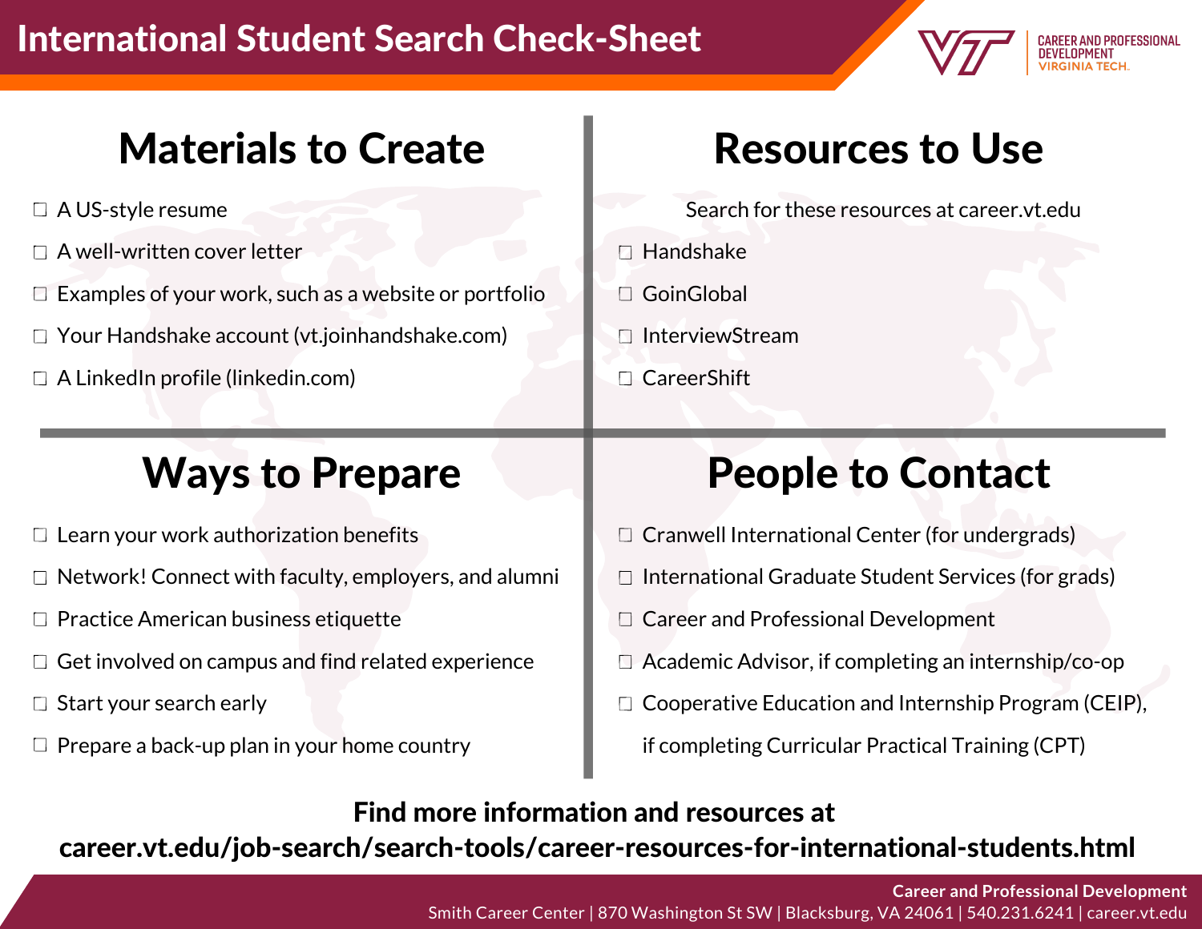# International Student Search Check-Sheet

CAREER AND PROFESSIONAL DEVELOPMENT
VIRGINIA TECH.

## Materials to Create

- ☐ A US-style resume
- ☐ A well-written cover letter
- ☐ Examples of your work, such as a website or portfolio
- ☐ Your Handshake account (vt.joinhandshake.com)
- ☐ A LinkedIn profile (linkedin.com)

## Resources to Use

Search for these resources at career.vt.edu

- ☐ Handshake
- ☐ GoinGlobal
- ☐ InterviewStream
- ☐ CareerShift

## Ways to Prepare

- ☐ Learn your work authorization benefits
- ☐ Network! Connect with faculty, employers, and alumni
- ☐ Practice American business etiquette
- ☐ Get involved on campus and find related experience
- ☐ Start your search early
- ☐ Prepare a back-up plan in your home country

## People to Contact

- ☐ Cranwell International Center (for undergrads)
- ☐ International Graduate Student Services (for grads)
- ☐ Career and Professional Development
- ☐ Academic Advisor, if completing an internship/co-op
- ☐ Cooperative Education and Internship Program (CEIP), if completing Curricular Practical Training (CPT)

**Find more information and resources at**
**career.vt.edu/job-search/search-tools/career-resources-for-international-students.html**

**Career and Professional Development**
Smith Career Center | 870 Washington St SW | Blacksburg, VA 24061 | 540.231.6241 | career.vt.edu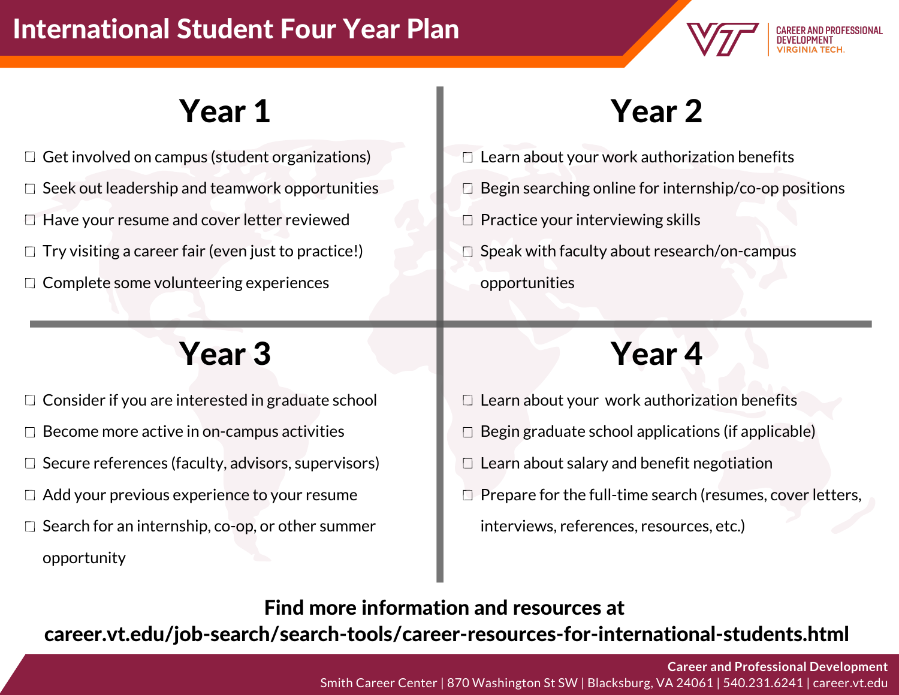# International Student Four Year Plan

CAREER AND PROFESSIONAL DEVELOPMENT
VIRGINIA TECH.

## Year 1

- ☐ Get involved on campus (student organizations)
- ☐ Seek out leadership and teamwork opportunities
- ☐ Have your resume and cover letter reviewed
- ☐ Try visiting a career fair (even just to practice!)
- ☐ Complete some volunteering experiences

## Year 2

- ☐ Learn about your work authorization benefits
- ☐ Begin searching online for internship/co-op positions
- ☐ Practice your interviewing skills
- ☐ Speak with faculty about research/on-campus opportunities

## Year 3

- ☐ Consider if you are interested in graduate school
- ☐ Become more active in on-campus activities
- ☐ Secure references (faculty, advisors, supervisors)
- ☐ Add your previous experience to your resume
- ☐ Search for an internship, co-op, or other summer opportunity

## Year 4

- ☐ Learn about your work authorization benefits
- ☐ Begin graduate school applications (if applicable)
- ☐ Learn about salary and benefit negotiation
- ☐ Prepare for the full-time search (resumes, cover letters, interviews, references, resources, etc.)

**Find more information and resources at**
**career.vt.edu/job-search/search-tools/career-resources-for-international-students.html**

**Career and Professional Development**
Smith Career Center | 870 Washington St SW | Blacksburg, VA 24061 | 540.231.6241 | career.vt.edu